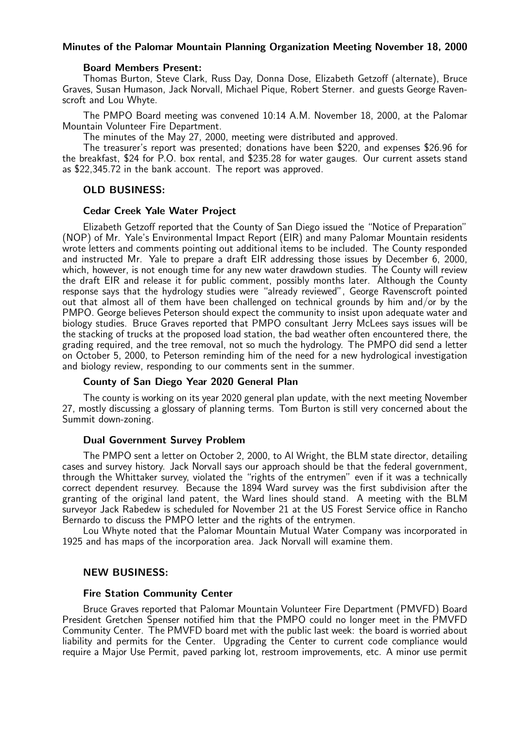# Minutes of the Palomar Mountain Planning Organization Meeting November 18, 2000

### Board Members Present:

Thomas Burton, Steve Clark, Russ Day, Donna Dose, Elizabeth Getzoff (alternate), Bruce Graves, Susan Humason, Jack Norvall, Michael Pique, Robert Sterner. and guests George Ravenscroft and Lou Whyte.

The PMPO Board meeting was convened 10:14 A.M. November 18, 2000, at the Palomar Mountain Volunteer Fire Department.

The minutes of the May 27, 2000, meeting were distributed and approved.

The treasurer's report was presented; donations have been $220, and expenses $26.96 for the breakfast, $24 for P.O. box rental, and $235.28 for water gauges. Our current assets stand as $22,345.72 in the bank account. The report was approved.

## OLD BUSINESS:

### Cedar Creek Yale Water Project

Elizabeth Getzoff reported that the County of San Diego issued the "Notice of Preparation" (NOP) of Mr. Yale's Environmental Impact Report (EIR) and many Palomar Mountain residents wrote letters and comments pointing out additional items to be included. The County responded and instructed Mr. Yale to prepare a draft EIR addressing those issues by December 6, 2000, which, however, is not enough time for any new water drawdown studies. The County will review the draft EIR and release it for public comment, possibly months later. Although the County response says that the hydrology studies were "already reviewed", George Ravenscroft pointed out that almost all of them have been challenged on technical grounds by him and/or by the PMPO. George believes Peterson should expect the community to insist upon adequate water and biology studies. Bruce Graves reported that PMPO consultant Jerry McLees says issues will be the stacking of trucks at the proposed load station, the bad weather often encountered there, the grading required, and the tree removal, not so much the hydrology. The PMPO did send a letter on October 5, 2000, to Peterson reminding him of the need for a new hydrological investigation and biology review, responding to our comments sent in the summer.

### County of San Diego Year 2020 General Plan

The county is working on its year 2020 general plan update, with the next meeting November 27, mostly discussing a glossary of planning terms. Tom Burton is still very concerned about the Summit down-zoning.

### Dual Government Survey Problem

The PMPO sent a letter on October 2, 2000, to Al Wright, the BLM state director, detailing cases and survey history. Jack Norvall says our approach should be that the federal government, through the Whittaker survey, violated the "rights of the entrymen" even if it was a technically correct dependent resurvey. Because the 1894 Ward survey was the first subdivision after the granting of the original land patent, the Ward lines should stand. A meeting with the BLM surveyor Jack Rabedew is scheduled for November 21 at the US Forest Service office in Rancho Bernardo to discuss the PMPO letter and the rights of the entrymen.

Lou Whyte noted that the Palomar Mountain Mutual Water Company was incorporated in 1925 and has maps of the incorporation area. Jack Norvall will examine them.

## NEW BUSINESS:

### Fire Station Community Center

Bruce Graves reported that Palomar Mountain Volunteer Fire Department (PMVFD) Board President Gretchen Spenser notified him that the PMPO could no longer meet in the PMVFD Community Center. The PMVFD board met with the public last week: the board is worried about liability and permits for the Center. Upgrading the Center to current code compliance would require a Major Use Permit, paved parking lot, restroom improvements, etc. A minor use permit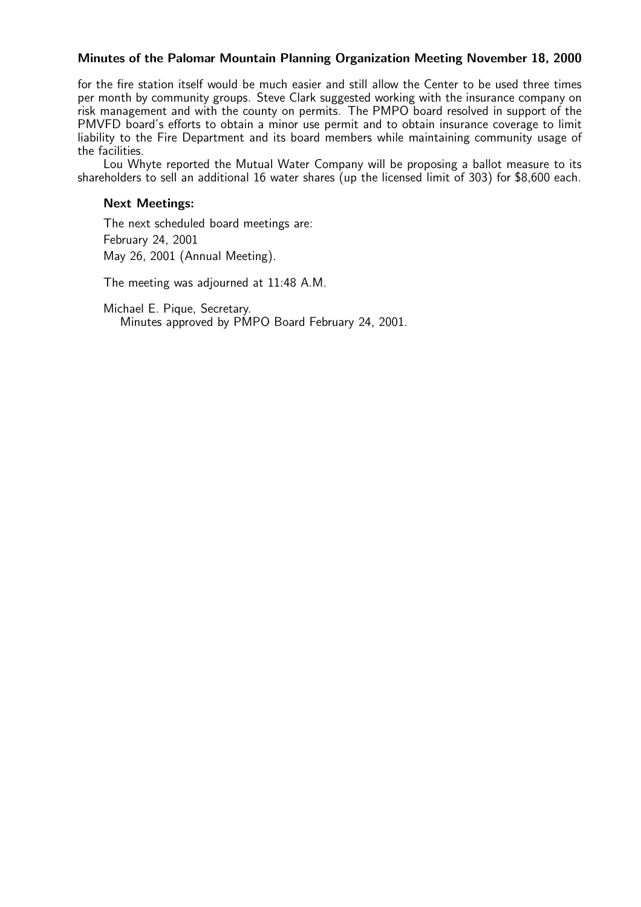for the fire station itself would be much easier and still allow the Center to be used three times per month by community groups. Steve Clark suggested working with the insurance company on risk management and with the county on permits. The PMPO board resolved in support of the PMVFD board's efforts to obtain a minor use permit and to obtain insurance coverage to limit liability to the Fire Department and its board members while maintaining community usage of the facilities.

Lou Whyte reported the Mutual Water Company will be proposing a ballot measure to its shareholders to sell an additional 16 water shares (up the licensed limit of 303) for $8,600 each.

### Next Meetings:

The next scheduled board meetings are:
February 24, 2001
May 26, 2001 (Annual Meeting).

The meeting was adjourned at 11:48 A.M.

Michael E. Pique, Secretary.
Minutes approved by PMPO Board February 24, 2001.